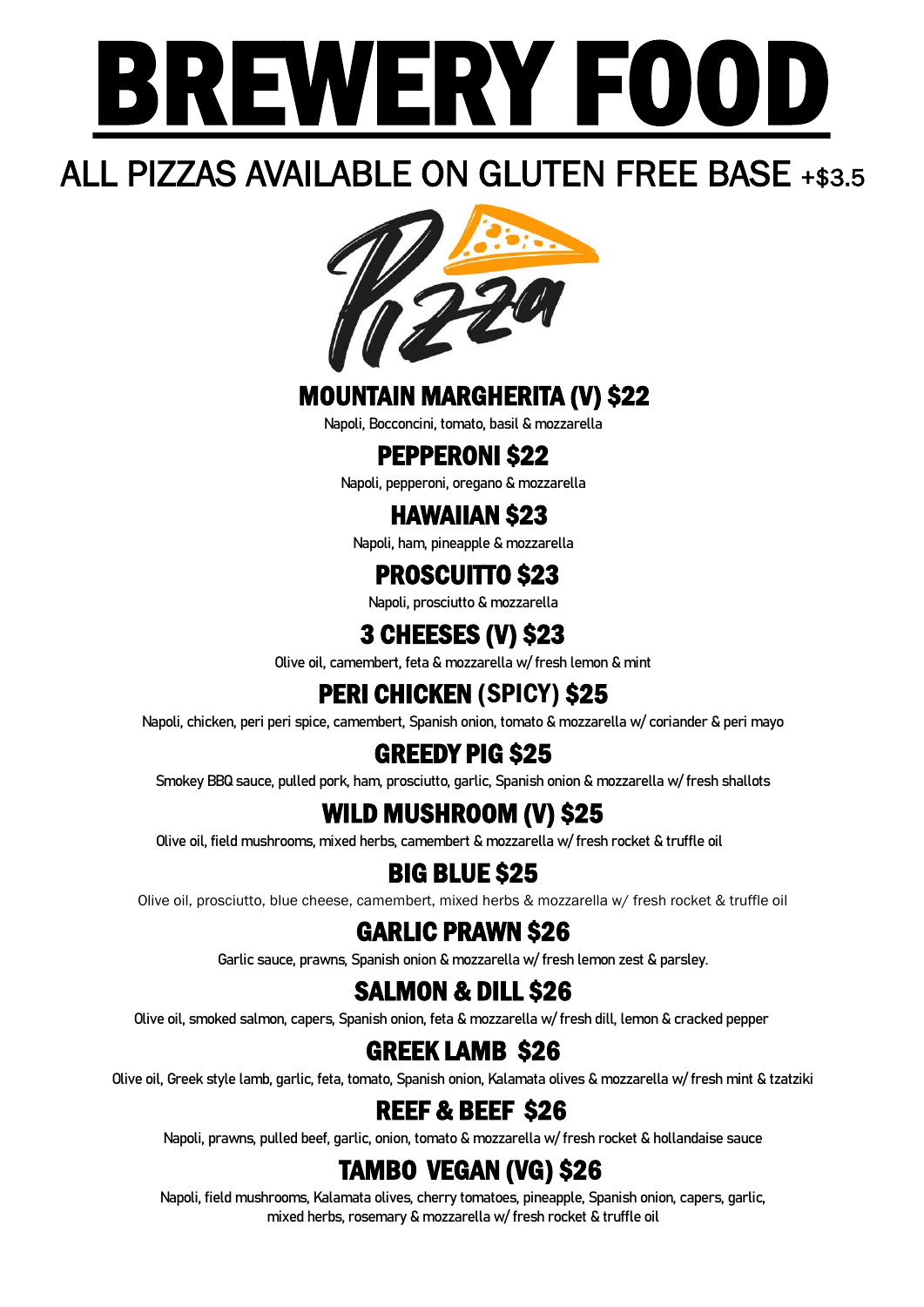# BREWERY FOOD

## ALL PIZZAS AVAILABLE ON GLUTEN FREE BASE +$3.5

Pizza

### MOUNTAIN MARGHERITA (V) $22

Napoli, Bocconcini, tomato, basil & mozzarella

### PEPPERONI $22

Napoli, pepperoni, oregano & mozzarella

### HAWAIIAN $23

Napoli, ham, pineapple & mozzarella

### PROSCUITTO $23

Napoli, prosciutto & mozzarella

### 3 CHEESES (V) $23

Olive oil, camembert, feta & mozzarella w/ fresh lemon & mint

### PERI CHICKEN (SPICY) $25

Napoli, chicken, peri peri spice, camembert, Spanish onion, tomato & mozzarella w/ coriander & peri mayo

### GREEDY PIG $25

Smokey BBQ sauce, pulled pork, ham, prosciutto, garlic, Spanish onion & mozzarella w/ fresh shallots

### WILD MUSHROOM (V) $25

Olive oil, field mushrooms, mixed herbs, camembert & mozzarella w/ fresh rocket & truffle oil

### BIG BLUE $25

Olive oil, prosciutto, blue cheese, camembert, mixed herbs & mozzarella w/ fresh rocket & truffle oil

### GARLIC PRAWN $26

Garlic sauce, prawns, Spanish onion & mozzarella w/ fresh lemon zest & parsley.

### SALMON & DILL $26

Olive oil, smoked salmon, capers, Spanish onion, feta & mozzarella w/ fresh dill, lemon & cracked pepper

### GREEK LAMB $26

Olive oil, Greek style lamb, garlic, feta, tomato, Spanish onion, Kalamata olives & mozzarella w/ fresh mint & tzatziki

### REEF & BEEF $26

Napoli, prawns, pulled beef, garlic, onion, tomato & mozzarella w/ fresh rocket & hollandaise sauce

### TAMBO VEGAN (VG) $26

Napoli, field mushrooms, Kalamata olives, cherry tomatoes, pineapple, Spanish onion, capers, garlic, mixed herbs, rosemary & mozzarella w/ fresh rocket & truffle oil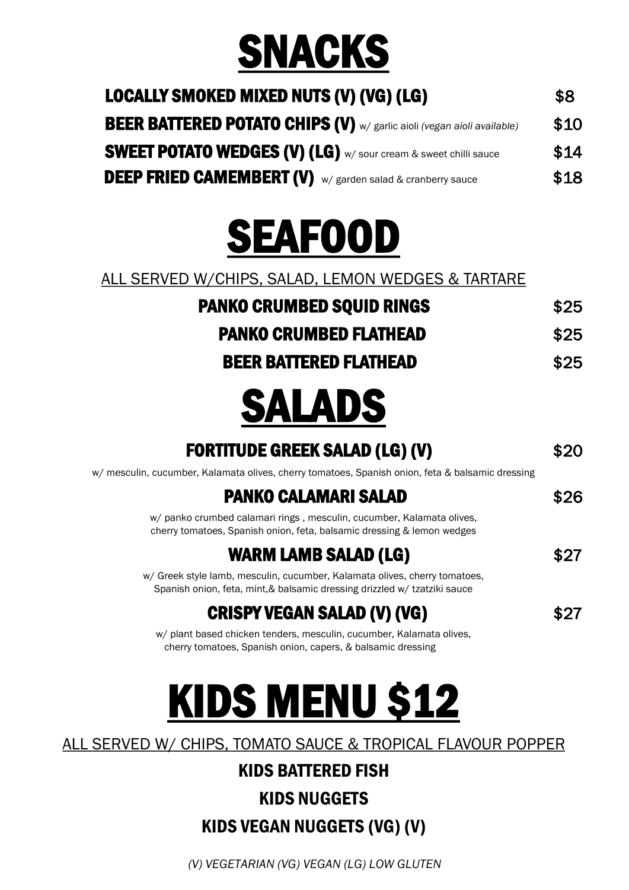# SNACKS

| | |
|---|---|
| **LOCALLY SMOKED MIXED NUTS (V) (VG) (LG)** | $8 |
| **BEER BATTERED POTATO CHIPS (V)** w/ garlic aioli *(vegan aioli available)* | $10 |
| **SWEET POTATO WEDGES (V) (LG)** w/ sour cream & sweet chilli sauce | $14 |
| **DEEP FRIED CAMEMBERT (V)** w/ garden salad & cranberry sauce | $18 |

# SEAFOOD

ALL SERVED W/CHIPS, SALAD, LEMON WEDGES & TARTARE

| | |
|---|---|
| **PANKO CRUMBED SQUID RINGS** | $25 |
| **PANKO CRUMBED FLATHEAD** | $25 |
| **BEER BATTERED FLATHEAD** | $25 |

# SALADS

### FORTITUDE GREEK SALAD (LG) (V) — $20

w/ mesculin, cucumber, Kalamata olives, cherry tomatoes, Spanish onion, feta & balsamic dressing

### PANKO CALAMARI SALAD — $26

w/ panko crumbed calamari rings , mesculin, cucumber, Kalamata olives, cherry tomatoes, Spanish onion, feta, balsamic dressing & lemon wedges

### WARM LAMB SALAD (LG) — $27

w/ Greek style lamb, mesculin, cucumber, Kalamata olives, cherry tomatoes, Spanish onion, feta, mint,& balsamic dressing drizzled w/ tzatziki sauce

### CRISPY VEGAN SALAD (V) (VG) — $27

w/ plant based chicken tenders, mesculin, cucumber, Kalamata olives, cherry tomatoes, Spanish onion, capers, & balsamic dressing

# KIDS MENU $12

ALL SERVED W/ CHIPS, TOMATO SAUCE & TROPICAL FLAVOUR POPPER

**KIDS BATTERED FISH**

**KIDS NUGGETS**

**KIDS VEGAN NUGGETS (VG) (V)**

*(V) VEGETARIAN (VG) VEGAN (LG) LOW GLUTEN*